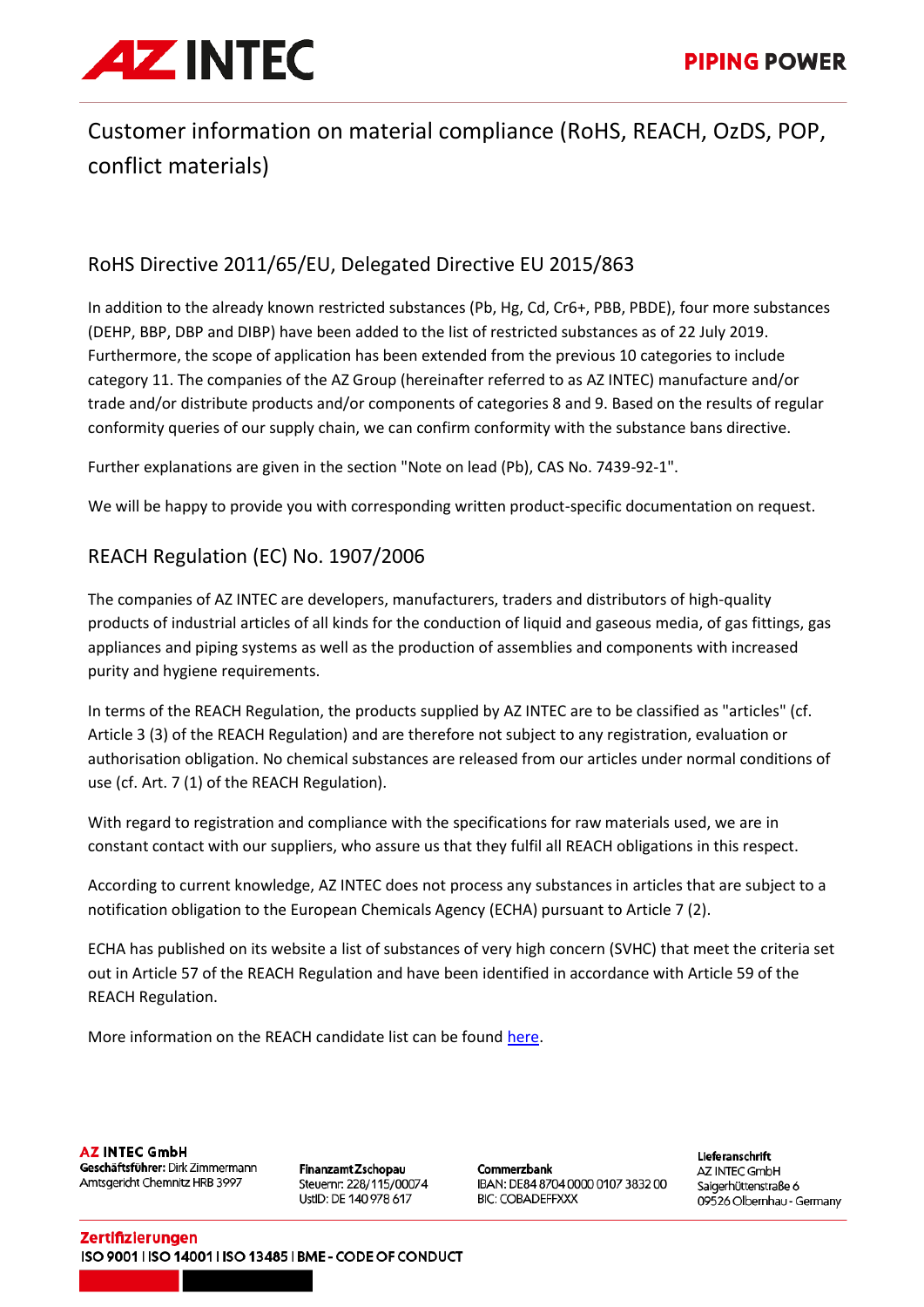# Customer information on material compliance (RoHS, REACH, OzDS, POP, conflict materials)

## RoHS Directive 2011/65/EU, Delegated Directive EU 2015/863

In addition to the already known restricted substances (Pb, Hg, Cd, Cr6+, PBB, PBDE), four more substances (DEHP, BBP, DBP and DIBP) have been added to the list of restricted substances as of 22 July 2019. Furthermore, the scope of application has been extended from the previous 10 categories to include category 11. The companies of the AZ Group (hereinafter referred to as AZ INTEC) manufacture and/or trade and/or distribute products and/or components of categories 8 and 9. Based on the results of regular conformity queries of our supply chain, we can confirm conformity with the substance bans directive.

Further explanations are given in the section "Note on lead (Pb), CAS No. 7439-92-1".

We will be happy to provide you with corresponding written product-specific documentation on request.

## REACH Regulation (EC) No. 1907/2006

The companies of AZ INTEC are developers, manufacturers, traders and distributors of high-quality products of industrial articles of all kinds for the conduction of liquid and gaseous media, of gas fittings, gas appliances and piping systems as well as the production of assemblies and components with increased purity and hygiene requirements.

In terms of the REACH Regulation, the products supplied by AZ INTEC are to be classified as "articles" (cf. Article 3 (3) of the REACH Regulation) and are therefore not subject to any registration, evaluation or authorisation obligation. No chemical substances are released from our articles under normal conditions of use (cf. Art. 7 (1) of the REACH Regulation).

With regard to registration and compliance with the specifications for raw materials used, we are in constant contact with our suppliers, who assure us that they fulfil all REACH obligations in this respect.

According to current knowledge, AZ INTEC does not process any substances in articles that are subject to a notification obligation to the European Chemicals Agency (ECHA) pursuant to Article 7 (2).

ECHA has published on its website a list of substances of very high concern (SVHC) that meet the criteria set out in Article 57 of the REACH Regulation and have been identified in accordance with Article 59 of the REACH Regulation.

More information on the REACH candidate list can be found here.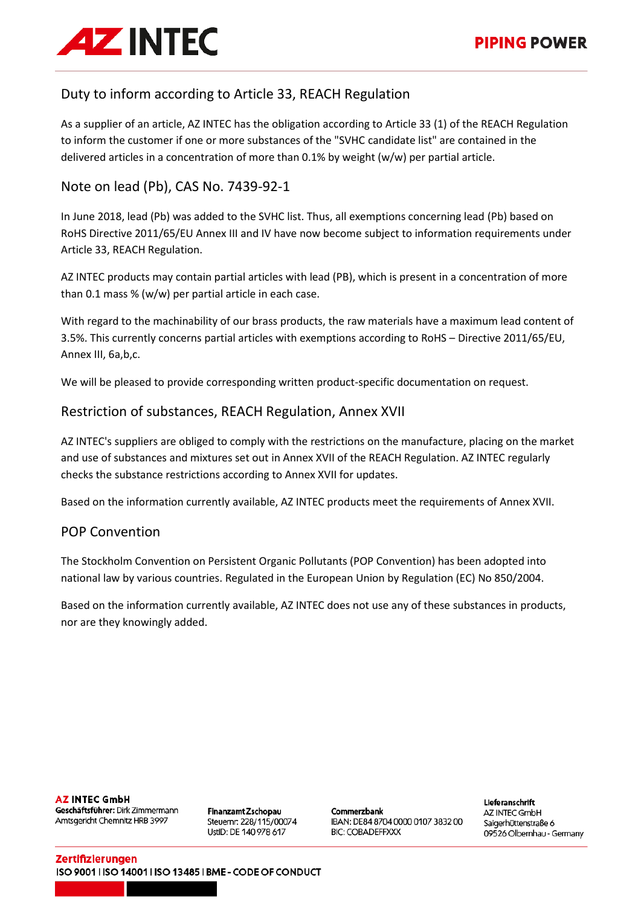## Duty to inform according to Article 33, REACH Regulation

As a supplier of an article, AZ INTEC has the obligation according to Article 33 (1) of the REACH Regulation to inform the customer if one or more substances of the "SVHC candidate list" are contained in the delivered articles in a concentration of more than 0.1% by weight (w/w) per partial article.

## Note on lead (Pb), CAS No. 7439-92-1

In June 2018, lead (Pb) was added to the SVHC list. Thus, all exemptions concerning lead (Pb) based on RoHS Directive 2011/65/EU Annex III and IV have now become subject to information requirements under Article 33, REACH Regulation.

AZ INTEC products may contain partial articles with lead (PB), which is present in a concentration of more than 0.1 mass % (w/w) per partial article in each case.

With regard to the machinability of our brass products, the raw materials have a maximum lead content of 3.5%. This currently concerns partial articles with exemptions according to RoHS – Directive 2011/65/EU, Annex III, 6a,b,c.

We will be pleased to provide corresponding written product-specific documentation on request.

## Restriction of substances, REACH Regulation, Annex XVII

AZ INTEC's suppliers are obliged to comply with the restrictions on the manufacture, placing on the market and use of substances and mixtures set out in Annex XVII of the REACH Regulation. AZ INTEC regularly checks the substance restrictions according to Annex XVII for updates.

Based on the information currently available, AZ INTEC products meet the requirements of Annex XVII.

## POP Convention

The Stockholm Convention on Persistent Organic Pollutants (POP Convention) has been adopted into national law by various countries. Regulated in the European Union by Regulation (EC) No 850/2004.

Based on the information currently available, AZ INTEC does not use any of these substances in products, nor are they knowingly added.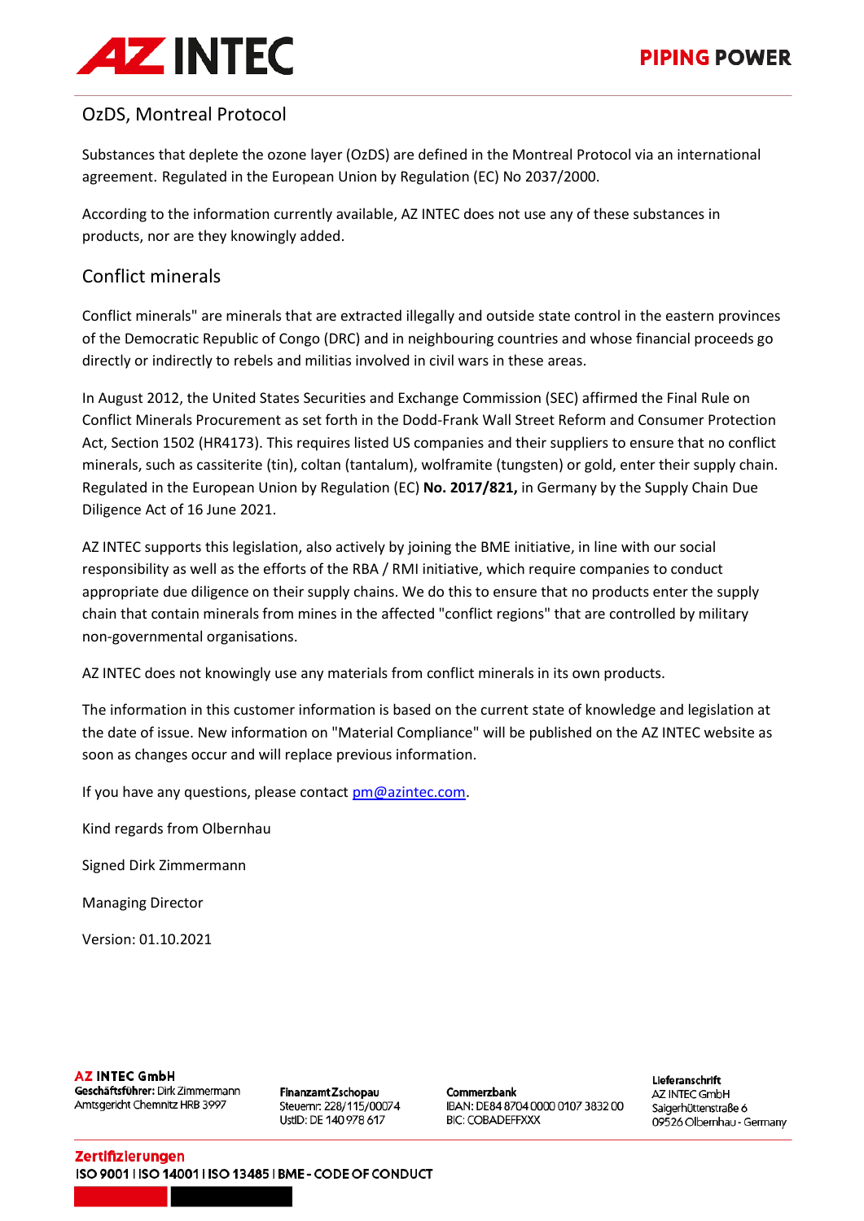## OzDS, Montreal Protocol

Substances that deplete the ozone layer (OzDS) are defined in the Montreal Protocol via an international agreement. Regulated in the European Union by Regulation (EC) No 2037/2000.

According to the information currently available, AZ INTEC does not use any of these substances in products, nor are they knowingly added.

## Conflict minerals

Conflict minerals" are minerals that are extracted illegally and outside state control in the eastern provinces of the Democratic Republic of Congo (DRC) and in neighbouring countries and whose financial proceeds go directly or indirectly to rebels and militias involved in civil wars in these areas.

In August 2012, the United States Securities and Exchange Commission (SEC) affirmed the Final Rule on Conflict Minerals Procurement as set forth in the Dodd-Frank Wall Street Reform and Consumer Protection Act, Section 1502 (HR4173). This requires listed US companies and their suppliers to ensure that no conflict minerals, such as cassiterite (tin), coltan (tantalum), wolframite (tungsten) or gold, enter their supply chain. Regulated in the European Union by Regulation (EC) **No. 2017/821,** in Germany by the Supply Chain Due Diligence Act of 16 June 2021.

AZ INTEC supports this legislation, also actively by joining the BME initiative, in line with our social responsibility as well as the efforts of the RBA / RMI initiative, which require companies to conduct appropriate due diligence on their supply chains. We do this to ensure that no products enter the supply chain that contain minerals from mines in the affected "conflict regions" that are controlled by military non-governmental organisations.

AZ INTEC does not knowingly use any materials from conflict minerals in its own products.

The information in this customer information is based on the current state of knowledge and legislation at the date of issue. New information on "Material Compliance" will be published on the AZ INTEC website as soon as changes occur and will replace previous information.

If you have any questions, please contact pm@azintec.com.

Kind regards from Olbernhau

Signed Dirk Zimmermann

Managing Director

Version: 01.10.2021